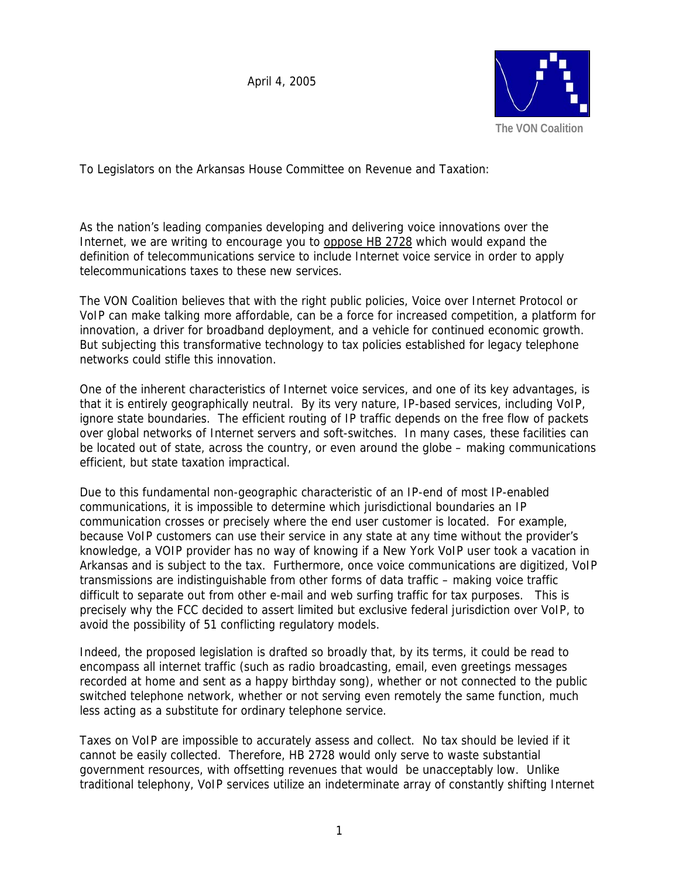April 4, 2005

The VON Coalition

To Legislators on the Arkansas House Committee on Revenue and Taxation:

As the nation's leading companies developing and delivering voice innovations over the Internet, we are writing to encourage you to <u>oppose HB 2728</u> which would expand the definition of telecommunications service to include Internet voice service in order to apply telecommunications taxes to these new services.

The VON Coalition believes that with the right public policies, Voice over Internet Protocol or VoIP can make talking more affordable, can be a force for increased competition, a platform for innovation, a driver for broadband deployment, and a vehicle for continued economic growth. But subjecting this transformative technology to tax policies established for legacy telephone networks could stifle this innovation.

One of the inherent characteristics of Internet voice services, and one of its key advantages, is that it is entirely geographically neutral. By its very nature, IP-based services, including VoIP, ignore state boundaries. The efficient routing of IP traffic depends on the free flow of packets over global networks of Internet servers and soft-switches. In many cases, these facilities can be located out of state, across the country, or even around the globe – making communications efficient, but state taxation impractical.

Due to this fundamental non-geographic characteristic of an IP-end of most IP-enabled communications, it is impossible to determine which jurisdictional boundaries an IP communication crosses or precisely where the end user customer is located. For example, because VoIP customers can use their service in any state at any time without the provider's knowledge, a VOIP provider has no way of knowing if a New York VoIP user took a vacation in Arkansas and is subject to the tax. Furthermore, once voice communications are digitized, VoIP transmissions are indistinguishable from other forms of data traffic – making voice traffic difficult to separate out from other e-mail and web surfing traffic for tax purposes. This is precisely why the FCC decided to assert limited but exclusive federal jurisdiction over VoIP, to avoid the possibility of 51 conflicting regulatory models.

Indeed, the proposed legislation is drafted so broadly that, by its terms, it could be read to encompass all internet traffic (such as radio broadcasting, email, even greetings messages recorded at home and sent as a happy birthday song), whether or not connected to the public switched telephone network, whether or not serving even remotely the same function, much less acting as a substitute for ordinary telephone service.

Taxes on VoIP are impossible to accurately assess and collect. No tax should be levied if it cannot be easily collected. Therefore, HB 2728 would only serve to waste substantial government resources, with offsetting revenues that would be unacceptably low. Unlike traditional telephony, VoIP services utilize an indeterminate array of constantly shifting Internet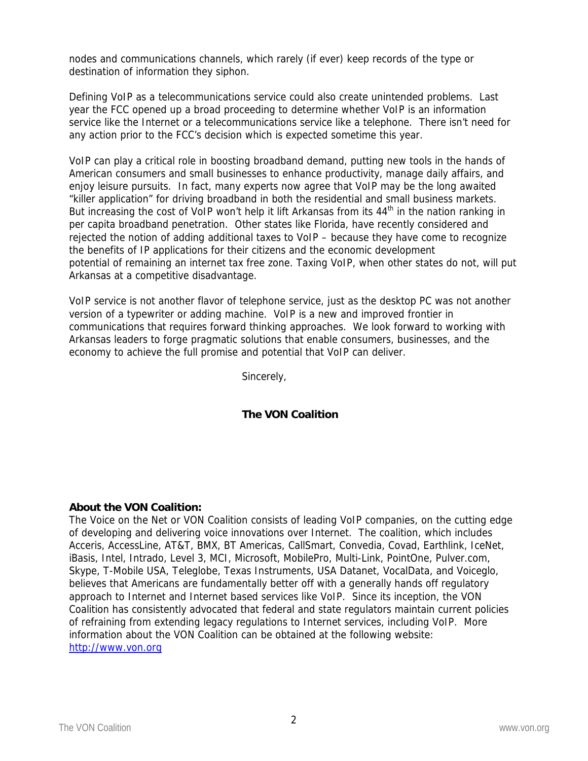nodes and communications channels, which rarely (if ever) keep records of the type or destination of information they siphon.

Defining VoIP as a telecommunications service could also create unintended problems. Last year the FCC opened up a broad proceeding to determine whether VoIP is an information service like the Internet or a telecommunications service like a telephone. There isn't need for any action prior to the FCC's decision which is expected sometime this year.

VoIP can play a critical role in boosting broadband demand, putting new tools in the hands of American consumers and small businesses to enhance productivity, manage daily affairs, and enjoy leisure pursuits. In fact, many experts now agree that VoIP may be the long awaited "killer application" for driving broadband in both the residential and small business markets. But increasing the cost of VoIP won't help it lift Arkansas from its 44th in the nation ranking in per capita broadband penetration. Other states like Florida, have recently considered and rejected the notion of adding additional taxes to VoIP – because they have come to recognize the benefits of IP applications for their citizens and the economic development potential of remaining an internet tax free zone. Taxing VoIP, when other states do not, will put Arkansas at a competitive disadvantage.

VoIP service is not another flavor of telephone service, just as the desktop PC was not another version of a typewriter or adding machine. VoIP is a new and improved frontier in communications that requires forward thinking approaches. We look forward to working with Arkansas leaders to forge pragmatic solutions that enable consumers, businesses, and the economy to achieve the full promise and potential that VoIP can deliver.

Sincerely,

**The VON Coalition**

**About the VON Coalition:**
The Voice on the Net or VON Coalition consists of leading VoIP companies, on the cutting edge of developing and delivering voice innovations over Internet. The coalition, which includes Acceris, AccessLine, AT&T, BMX, BT Americas, CallSmart, Convedia, Covad, Earthlink, IceNet, iBasis, Intel, Intrado, Level 3, MCI, Microsoft, MobilePro, Multi-Link, PointOne, Pulver.com, Skype, T-Mobile USA, Teleglobe, Texas Instruments, USA Datanet, VocalData, and Voiceglo, believes that Americans are fundamentally better off with a generally hands off regulatory approach to Internet and Internet based services like VoIP. Since its inception, the VON Coalition has consistently advocated that federal and state regulators maintain current policies of refraining from extending legacy regulations to Internet services, including VoIP. More information about the VON Coalition can be obtained at the following website: [http://www.von.org](http://www.von.org)